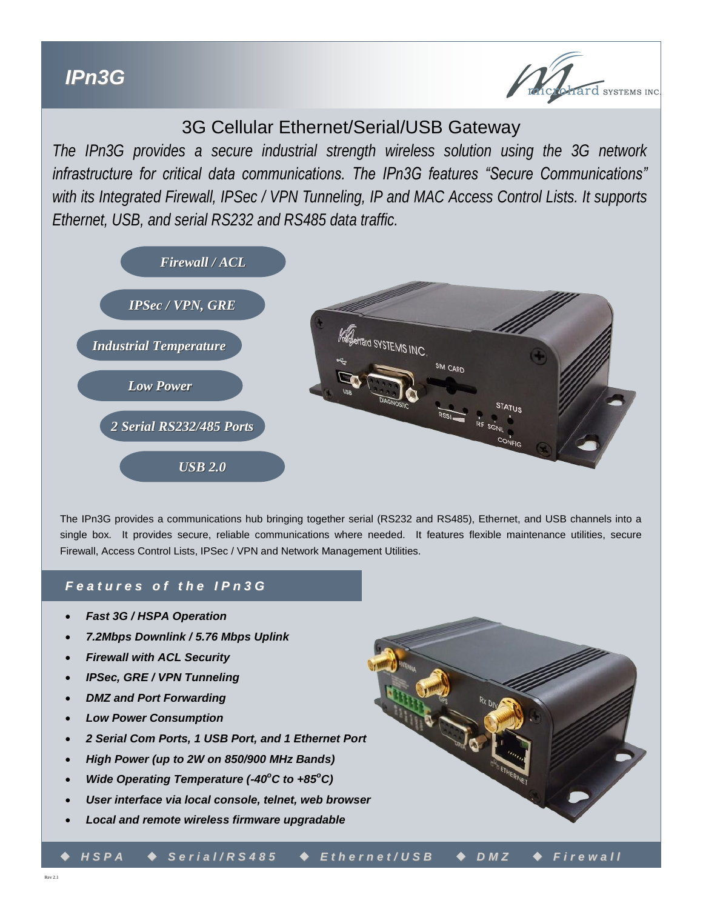# IPn3G

## 3G Cellular Ethernet/Serial/USB Gateway

*The IPn3G provides a secure industrial strength wireless solution using the 3G network infrastructure for critical data communications. The IPn3G features "Secure Communications" with its Integrated Firewall, IPSec / VPN Tunneling, IP and MAC Access Control Lists. It supports Ethernet, USB, and serial RS232 and RS485 data traffic.*

- ***Firewall / ACL***
- ***IPSec / VPN, GRE***
- ***Industrial Temperature***
- ***Low Power***
- ***2 Serial RS232/485 Ports***
- ***USB 2.0***

The IPn3G provides a communications hub bringing together serial (RS232 and RS485), Ethernet, and USB channels into a single box. It provides secure, reliable communications where needed. It features flexible maintenance utilities, secure Firewall, Access Control Lists, IPSec / VPN and Network Management Utilities.

## Features of the IPn3G

- ***Fast 3G / HSPA Operation***
- ***7.2Mbps Downlink / 5.76 Mbps Uplink***
- ***Firewall with ACL Security***
- ***IPSec, GRE / VPN Tunneling***
- ***DMZ and Port Forwarding***
- ***Low Power Consumption***
- ***2 Serial Com Ports, 1 USB Port, and 1 Ethernet Port***
- ***High Power (up to 2W on 850/900 MHz Bands)***
- ***Wide Operating Temperature (-40°C to +85°C)***
- ***User interface via local console, telnet, web browser***
- ***Local and remote wireless firmware upgradable***

◆ HSPA ◆ Serial/RS485 ◆ Ethernet/USB ◆ DMZ ◆ Firewall

Rev 2.1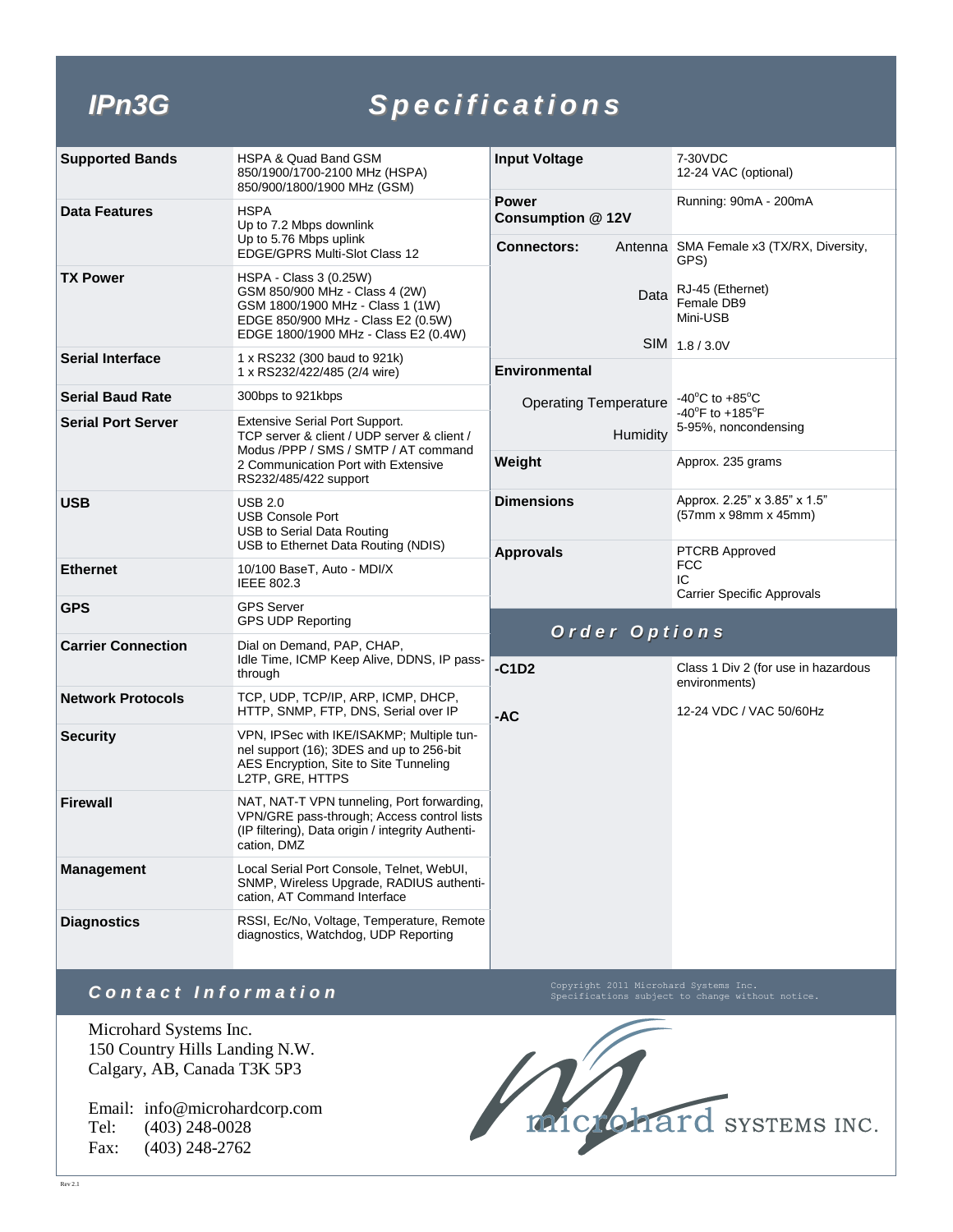# IPn3G Specifications

| | |
|---|---|
| **Supported Bands** | HSPA & Quad Band GSM<br>850/1900/1700-2100 MHz (HSPA)<br>850/900/1800/1900 MHz (GSM) |
| **Data Features** | HSPA<br>Up to 7.2 Mbps downlink<br>Up to 5.76 Mbps uplink<br>EDGE/GPRS Multi-Slot Class 12 |
| **TX Power** | HSPA - Class 3 (0.25W)<br>GSM 850/900 MHz - Class 4 (2W)<br>GSM 1800/1900 MHz - Class 1 (1W)<br>EDGE 850/900 MHz - Class E2 (0.5W)<br>EDGE 1800/1900 MHz - Class E2 (0.4W) |
| **Serial Interface** | 1 x RS232 (300 baud to 921k)<br>1 x RS232/422/485 (2/4 wire) |
| **Serial Baud Rate** | 300bps to 921kbps |
| **Serial Port Server** | Extensive Serial Port Support.<br>TCP server & client / UDP server & client / Modus /PPP / SMS / SMTP / AT command<br>2 Communication Port with Extensive RS232/485/422 support |
| **USB** | USB 2.0<br>USB Console Port<br>USB to Serial Data Routing<br>USB to Ethernet Data Routing (NDIS) |
| **Ethernet** | 10/100 BaseT, Auto - MDI/X<br>IEEE 802.3 |
| **GPS** | GPS Server<br>GPS UDP Reporting |
| **Carrier Connection** | Dial on Demand, PAP, CHAP, Idle Time, ICMP Keep Alive, DDNS, IP pass-through |
| **Network Protocols** | TCP, UDP, TCP/IP, ARP, ICMP, DHCP, HTTP, SNMP, FTP, DNS, Serial over IP |
| **Security** | VPN, IPSec with IKE/ISAKMP; Multiple tunnel support (16); 3DES and up to 256-bit AES Encryption, Site to Site Tunneling L2TP, GRE, HTTPS |
| **Firewall** | NAT, NAT-T VPN tunneling, Port forwarding, VPN/GRE pass-through; Access control lists (IP filtering), Data origin / integrity Authentication, DMZ |
| **Management** | Local Serial Port Console, Telnet, WebUI, SNMP, Wireless Upgrade, RADIUS authentication, AT Command Interface |
| **Diagnostics** | RSSI, Ec/No, Voltage, Temperature, Remote diagnostics, Watchdog, UDP Reporting |

| | | |
|---|---|---|
| **Input Voltage** | | 7-30VDC<br>12-24 VAC (optional) |
| **Power Consumption @ 12V** | | Running: 90mA - 200mA |
| **Connectors:** | Antenna | SMA Female x3 (TX/RX, Diversity, GPS) |
| | Data | RJ-45 (Ethernet)<br>Female DB9<br>Mini-USB |
| | SIM | 1.8 / 3.0V |
| **Environmental** | Operating Temperature | -40°C to +85°C<br>-40°F to +185°F |
| | Humidity | 5-95%, noncondensing |
| **Weight** | | Approx. 235 grams |
| **Dimensions** | | Approx. 2.25" x 3.85" x 1.5"<br>(57mm x 98mm x 45mm) |
| **Approvals** | | PTCRB Approved<br>FCC<br>IC<br>Carrier Specific Approvals |

## Order Options

| | |
|---|---|
| **-C1D2** | Class 1 Div 2 (for use in hazardous environments) |
| **-AC** | 12-24 VDC / VAC 50/60Hz |

## Contact Information

Copyright 2011 Microhard Systems Inc.
Specifications subject to change without notice.

Microhard Systems Inc.
150 Country Hills Landing N.W.
Calgary, AB, Canada T3K 5P3

Email: info@microhardcorp.com
Tel: (403) 248-0028
Fax: (403) 248-2762

microhard SYSTEMS INC.

Rev 2.1